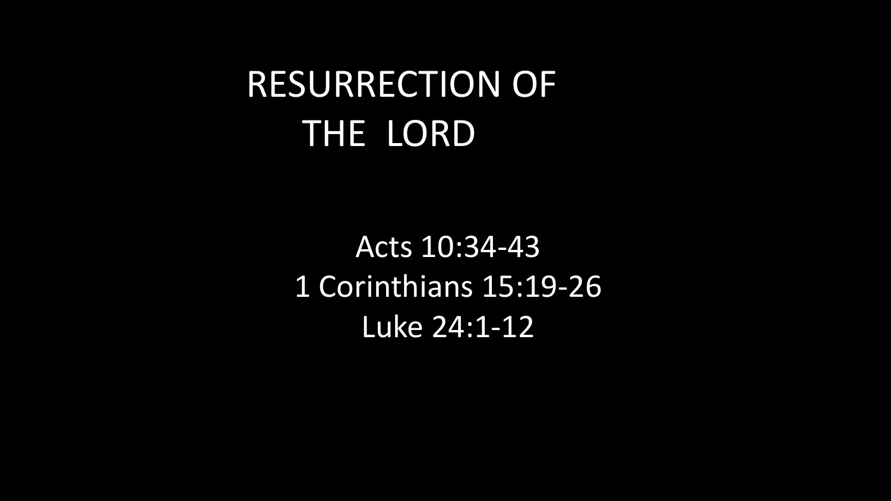# RESURRECTION OF THE LORD

Acts 10:34-43

1 Corinthians 15:19-26

Luke 24:1-12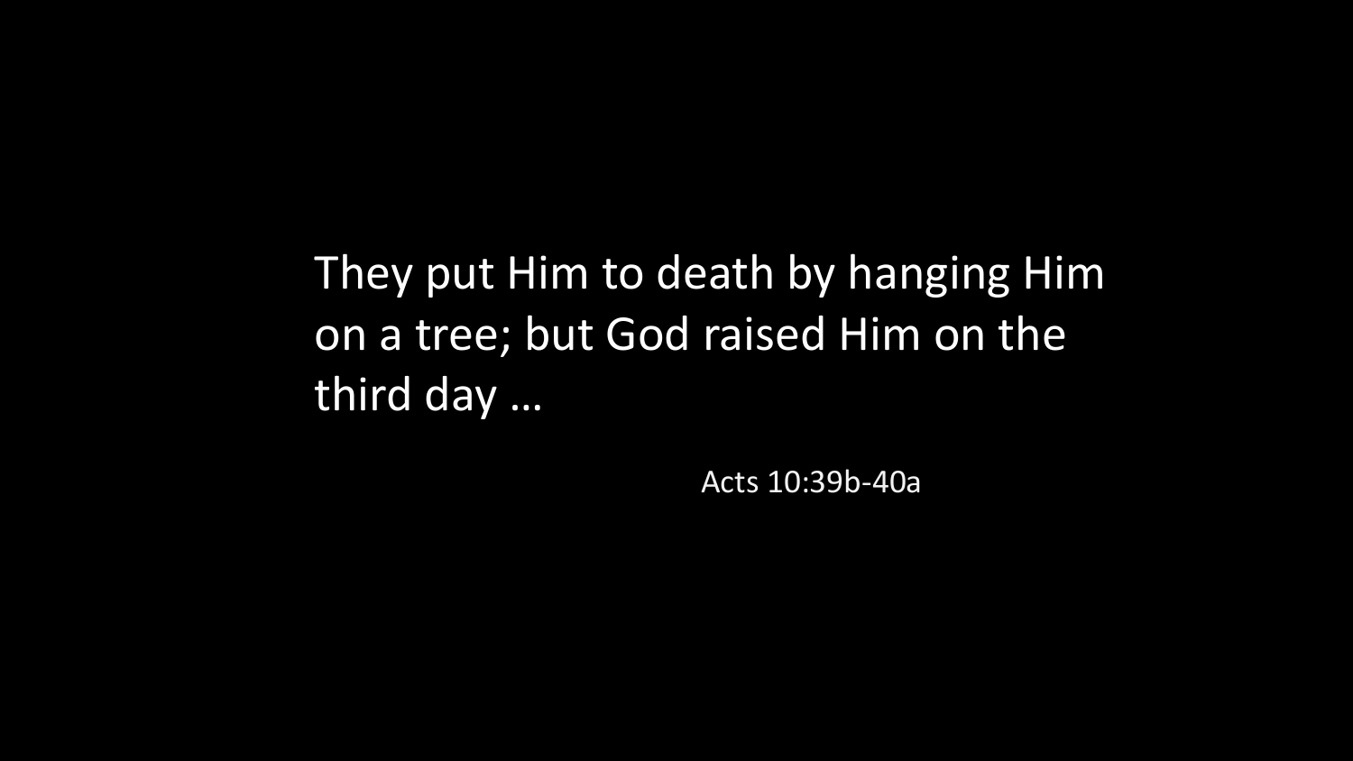They put Him to death by hanging Him on a tree; but God raised Him on the third day …

Acts 10:39b-40a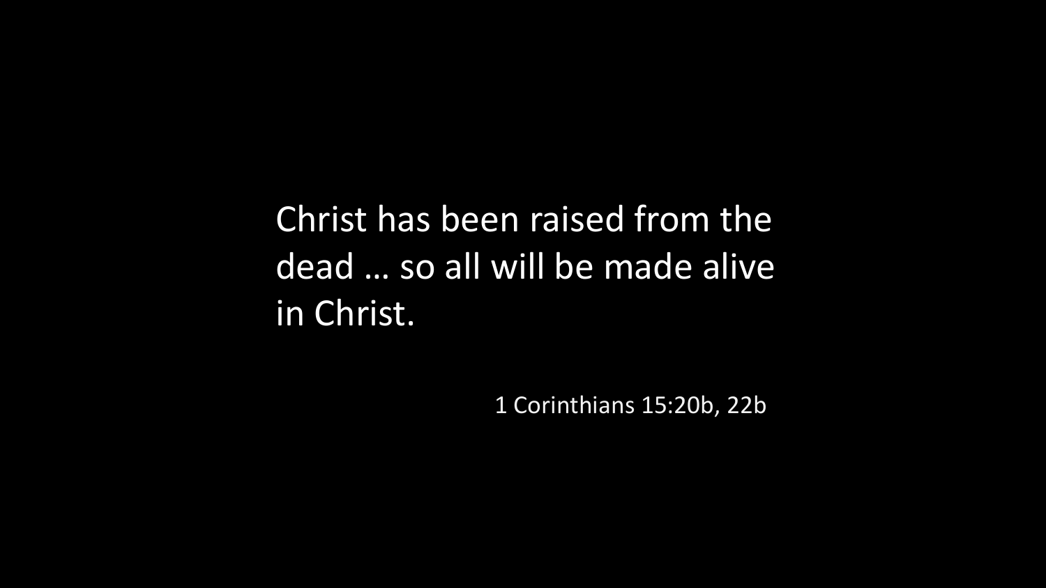Christ has been raised from the dead … so all will be made alive in Christ.

1 Corinthians 15:20b, 22b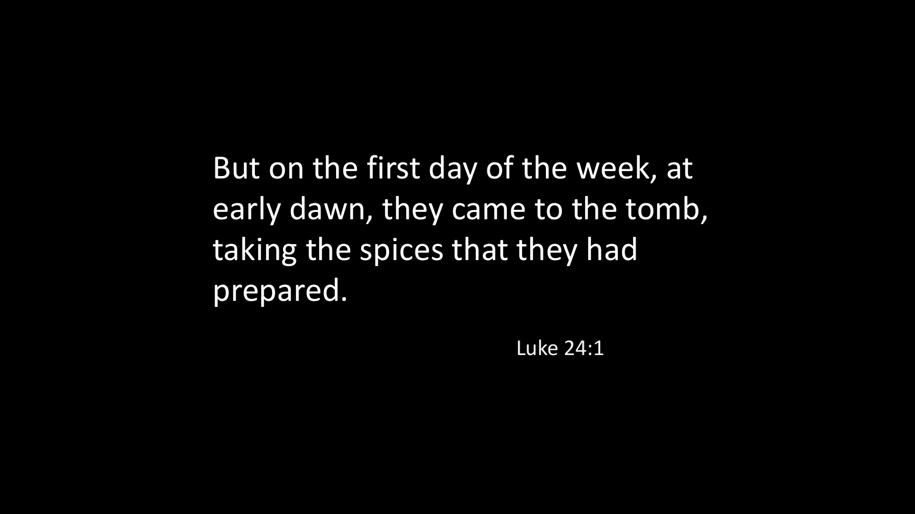But on the first day of the week, at early dawn, they came to the tomb, taking the spices that they had prepared.

Luke 24:1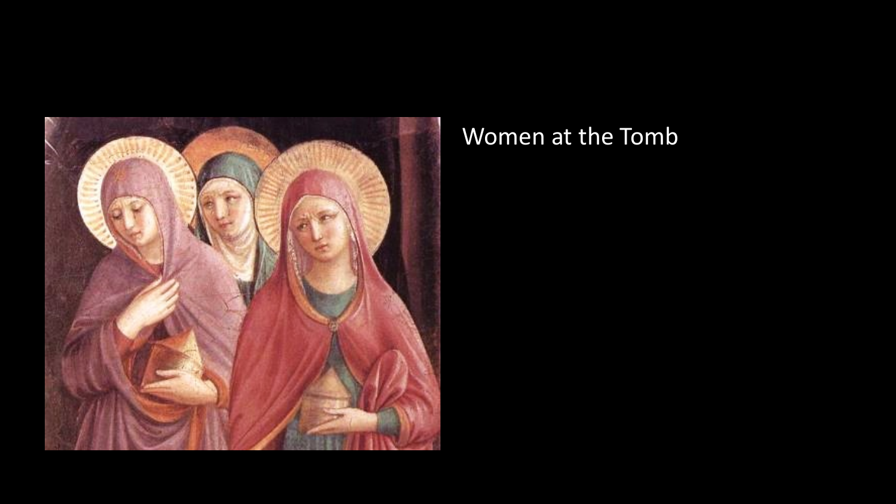Women at the Tomb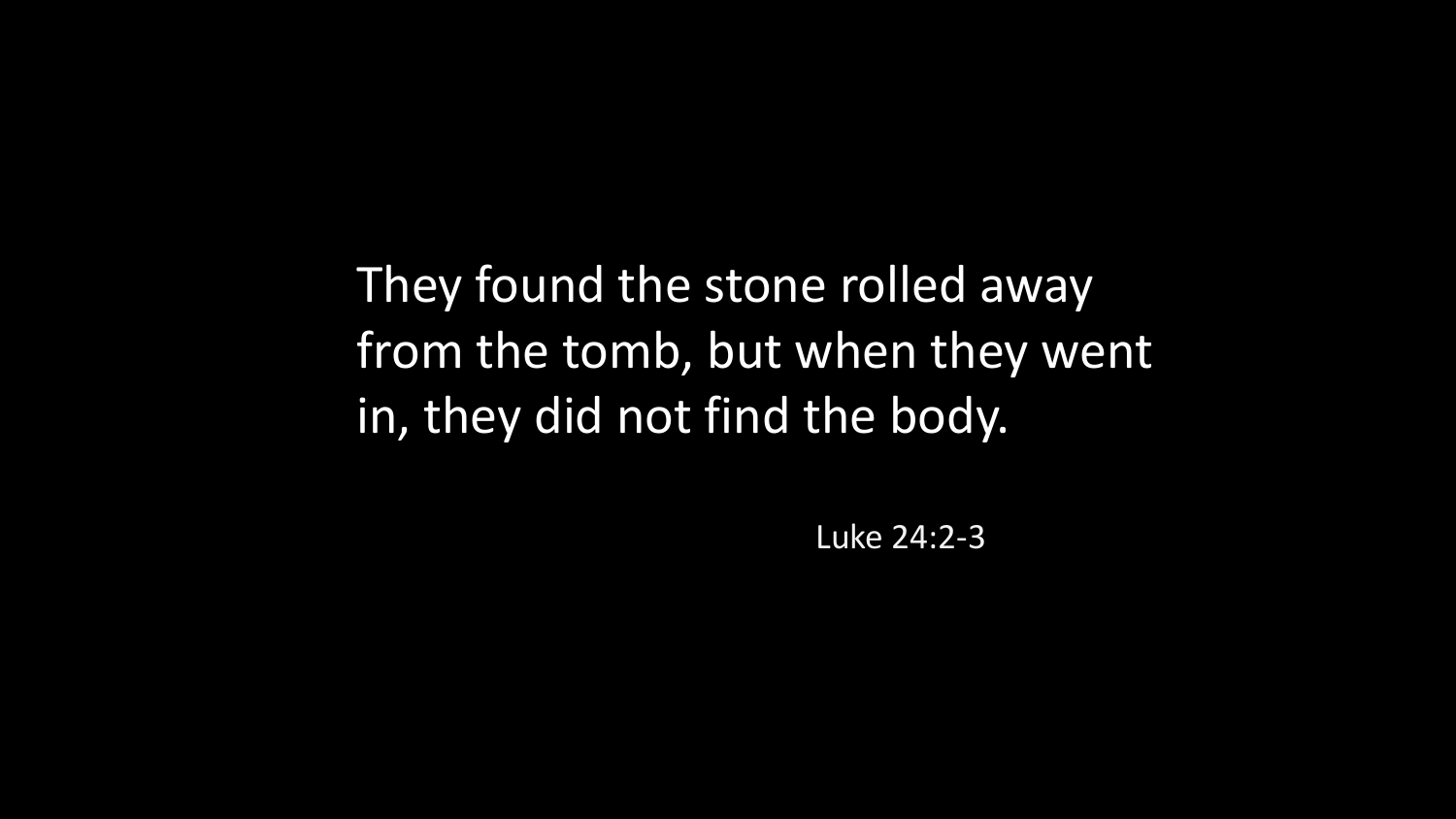They found the stone rolled away from the tomb, but when they went in, they did not find the body.

Luke 24:2-3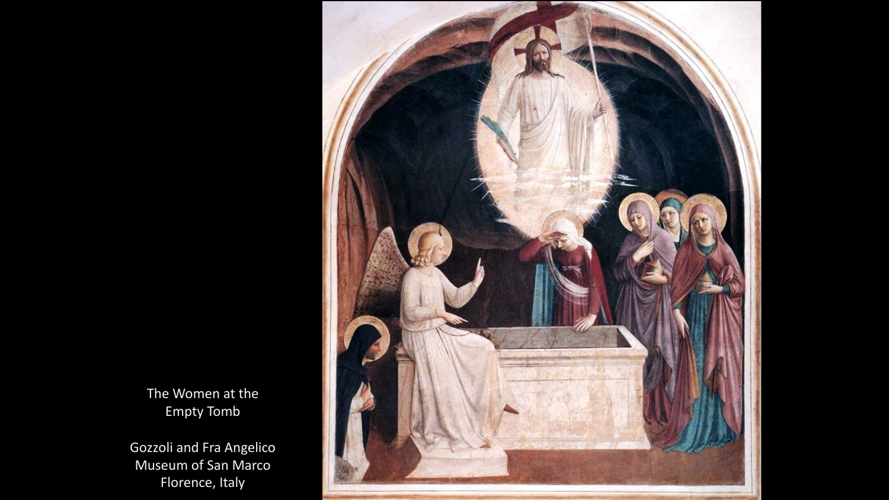The Women at the Empty Tomb

Gozzoli and Fra Angelico
Museum of San Marco
Florence, Italy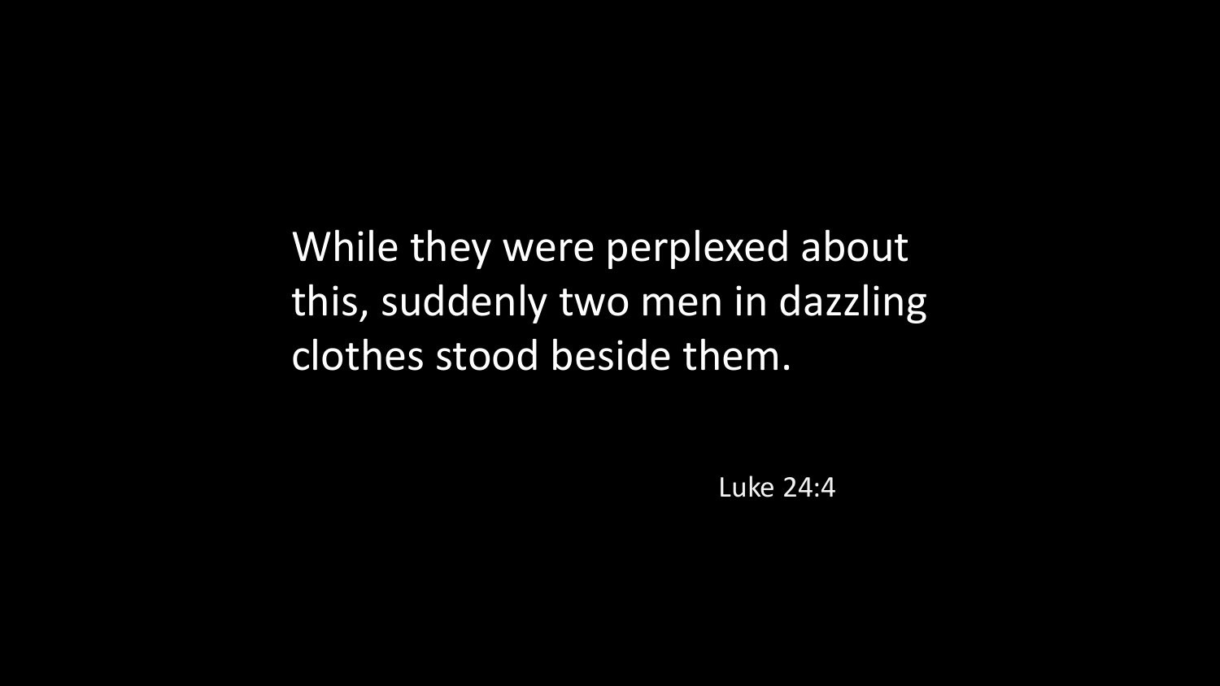While they were perplexed about this, suddenly two men in dazzling clothes stood beside them.

Luke 24:4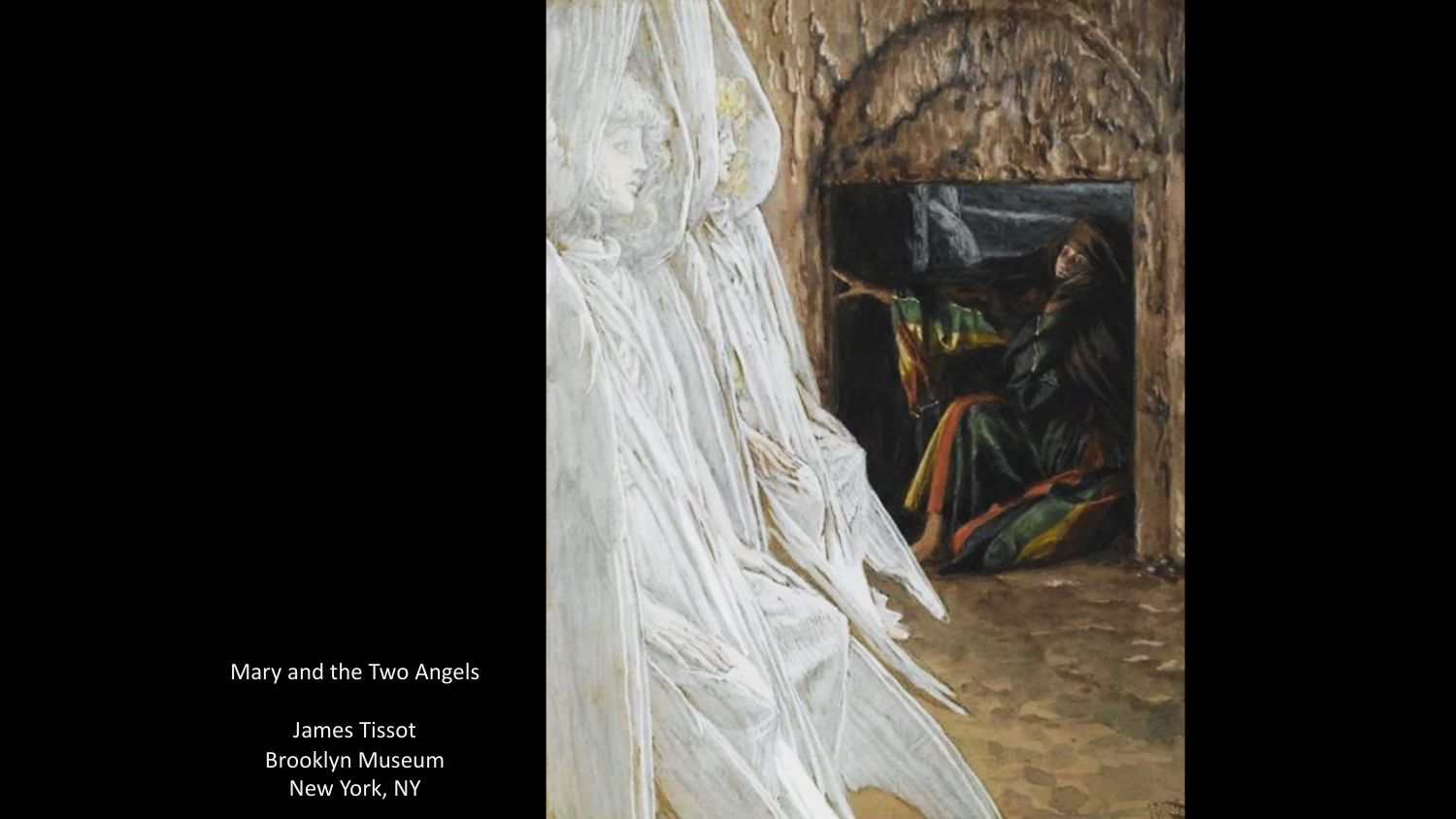Mary and the Two Angels

James Tissot
Brooklyn Museum
New York, NY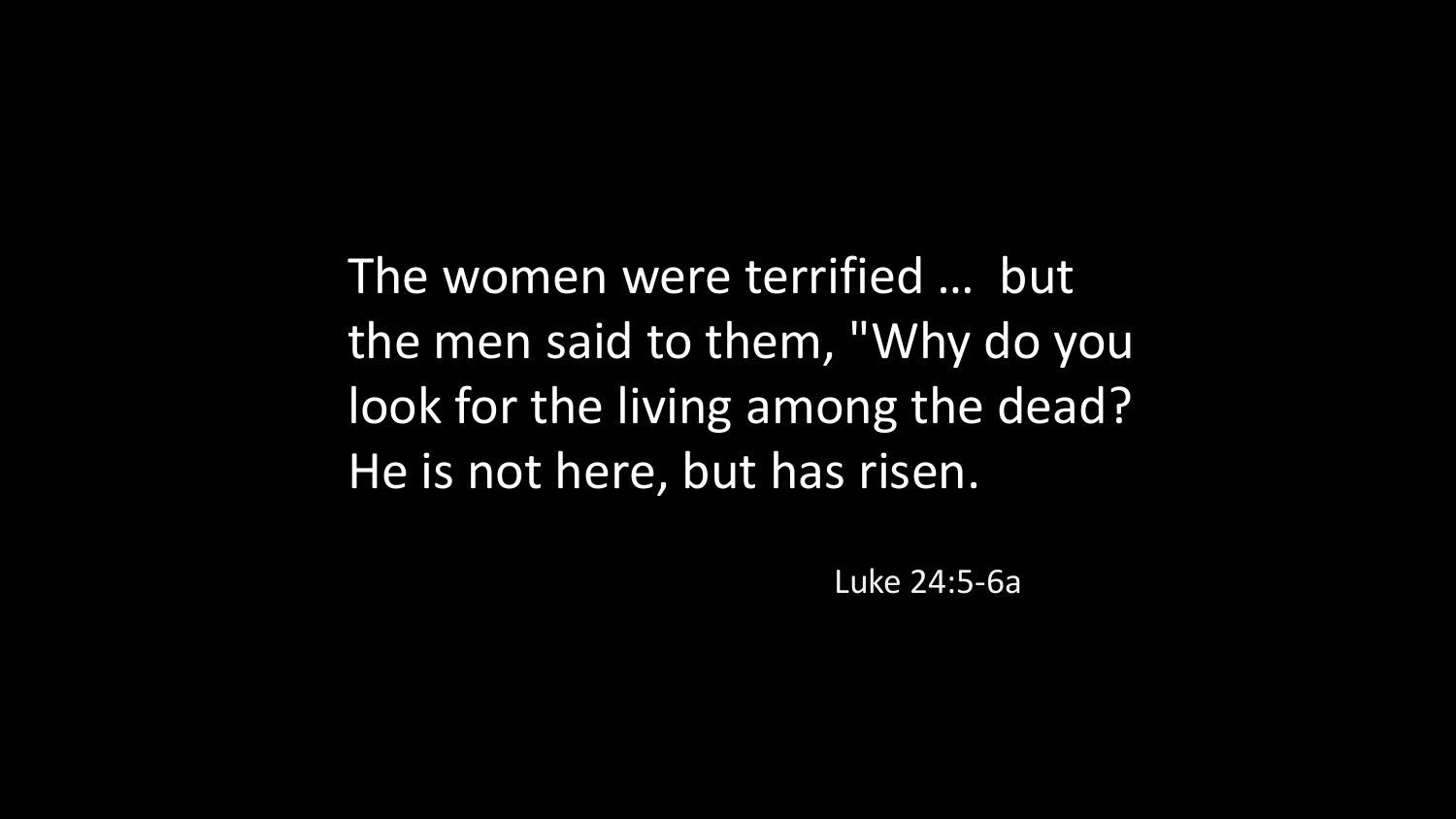The women were terrified … but the men said to them, "Why do you look for the living among the dead? He is not here, but has risen.

Luke 24:5-6a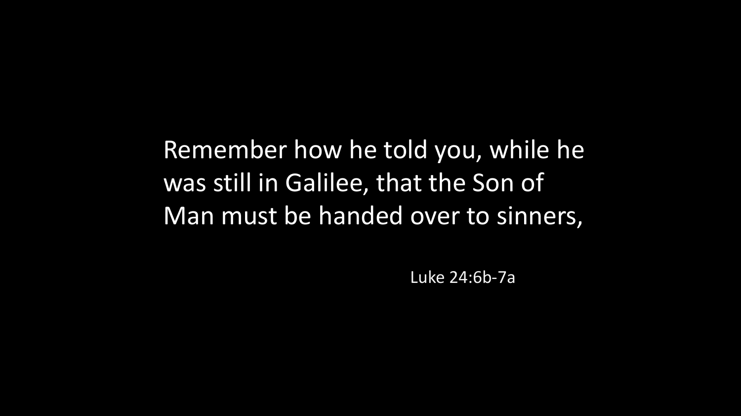Remember how he told you, while he was still in Galilee, that the Son of Man must be handed over to sinners,

Luke 24:6b-7a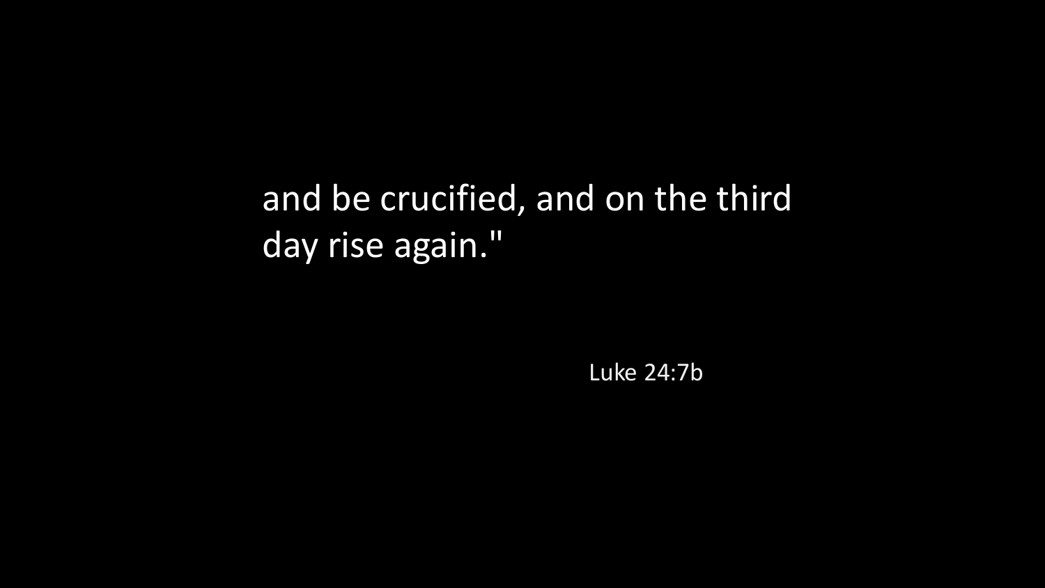and be crucified, and on the third day rise again."

Luke 24:7b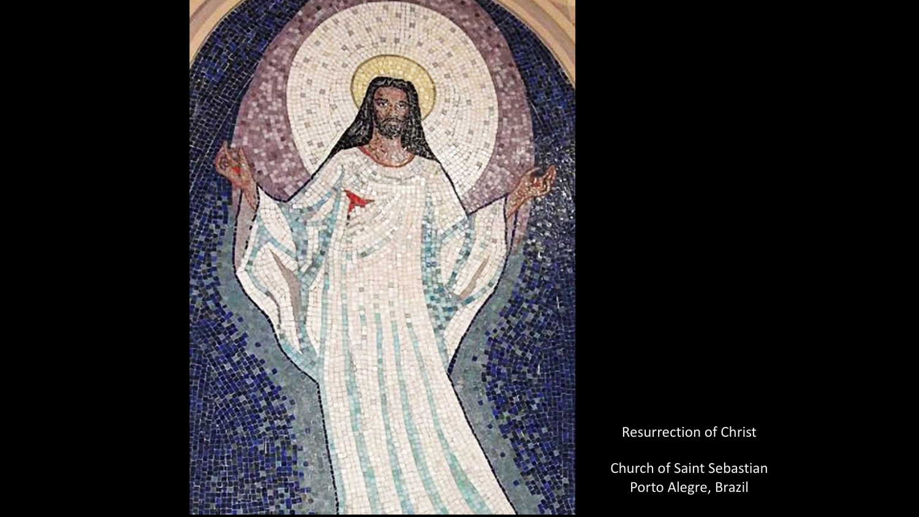Resurrection of Christ

Church of Saint Sebastian
Porto Alegre, Brazil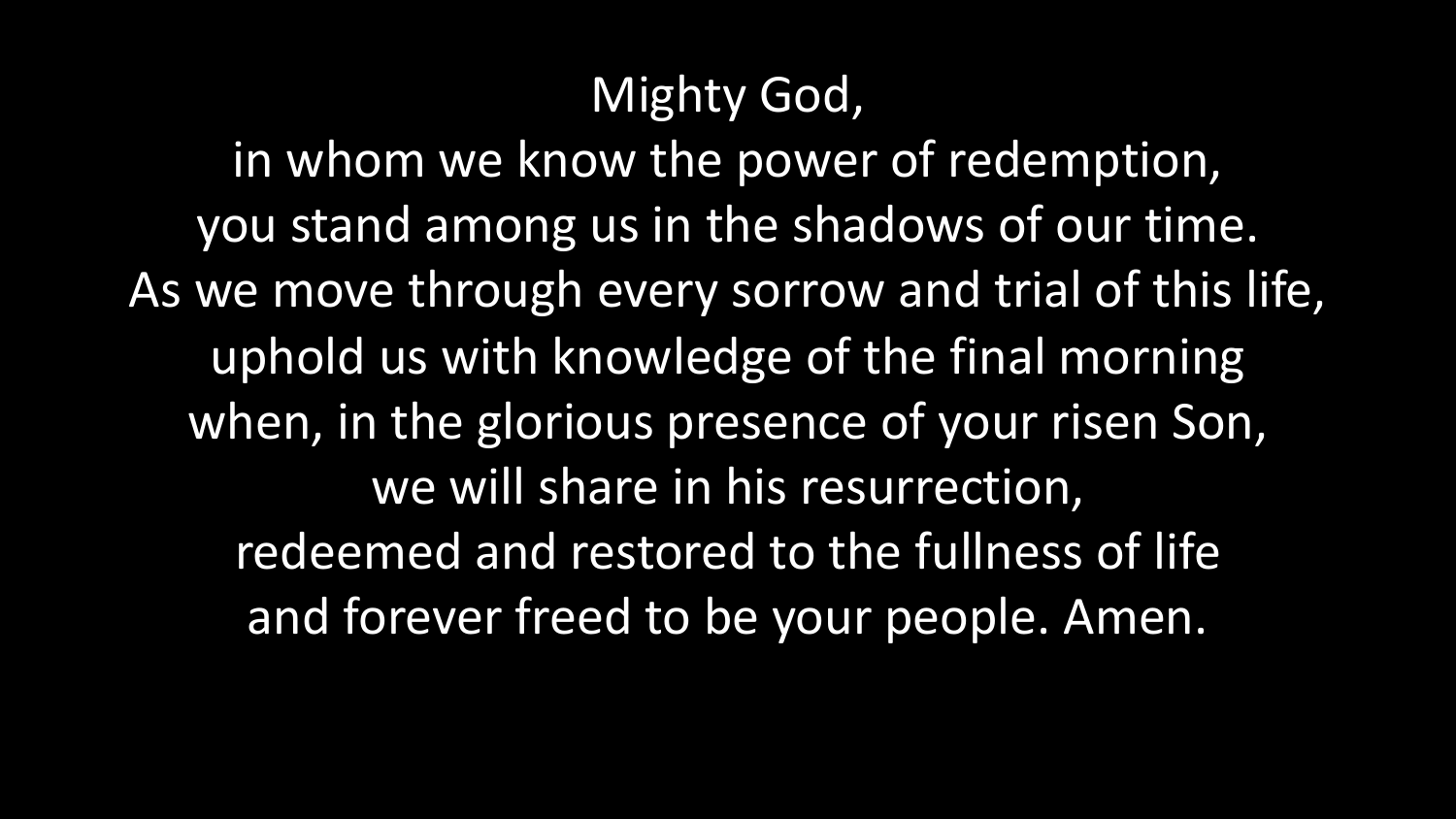Mighty God,
in whom we know the power of redemption,
you stand among us in the shadows of our time.
As we move through every sorrow and trial of this life,
uphold us with knowledge of the final morning
when, in the glorious presence of your risen Son,
we will share in his resurrection,
redeemed and restored to the fullness of life
and forever freed to be your people. Amen.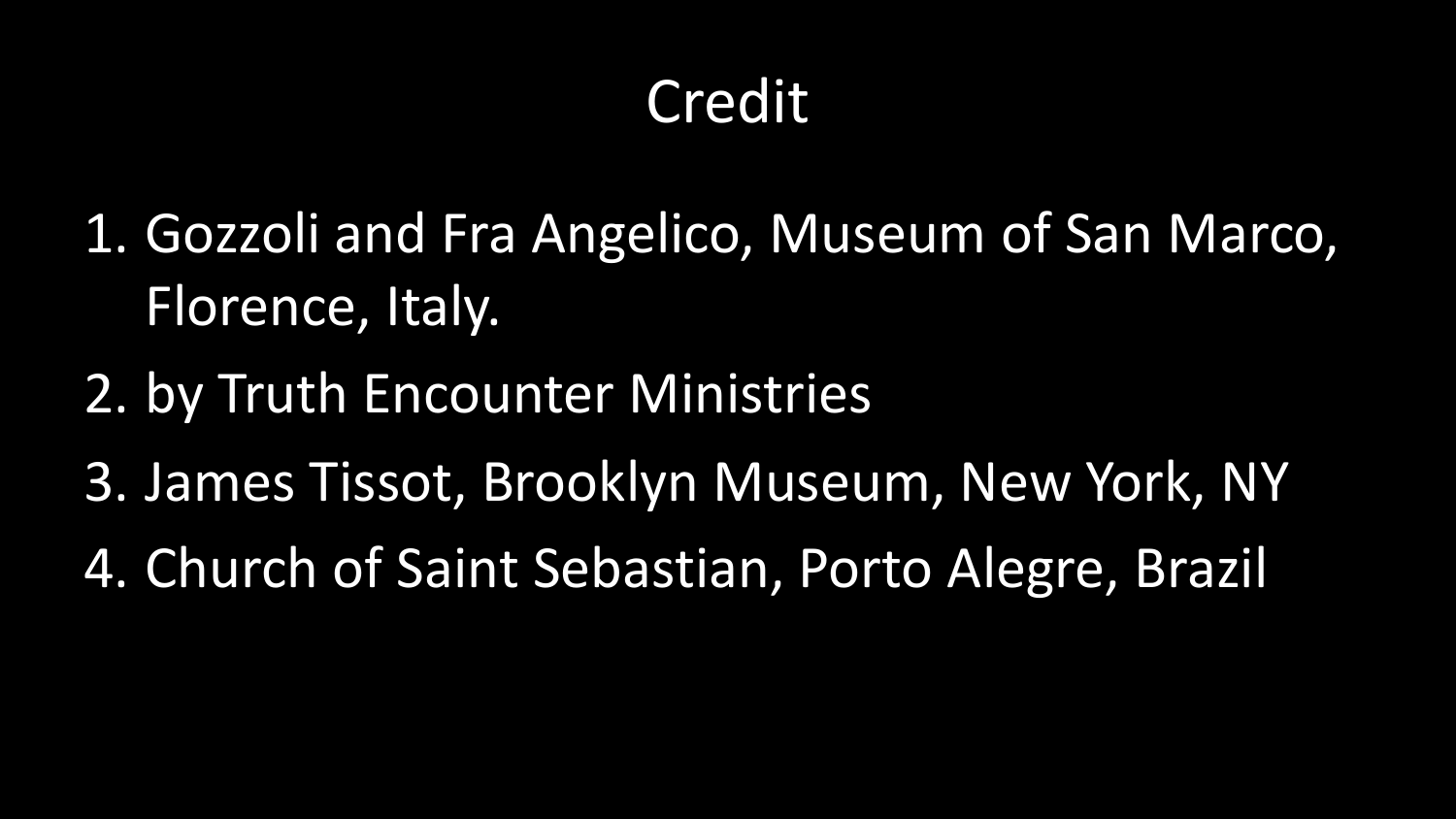# Credit

1. Gozzoli and Fra Angelico, Museum of San Marco, Florence, Italy.
2. by Truth Encounter Ministries
3. James Tissot, Brooklyn Museum, New York, NY
4. Church of Saint Sebastian, Porto Alegre, Brazil